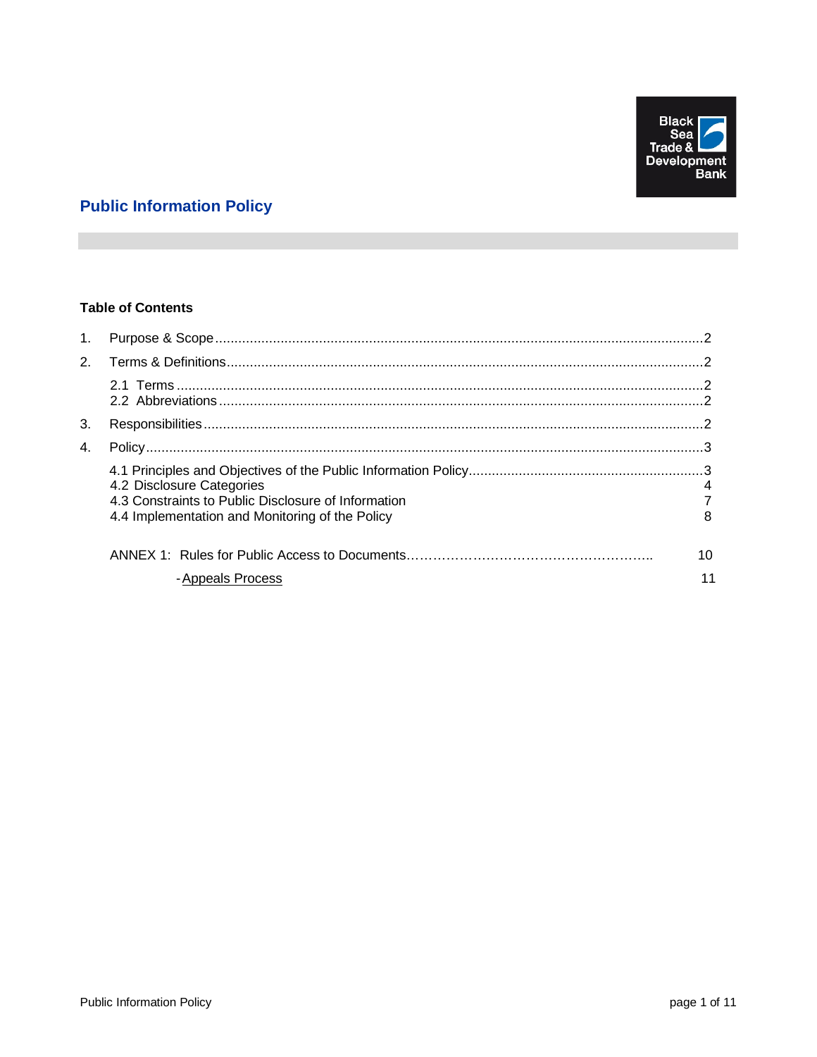Black Sea Trade & Development Bank

# Public Information Policy

## Table of Contents

1. Purpose & Scope ....................................................2
2. Terms & Definitions ....................................................2
   - 2.1 Terms ....................................................2
   - 2.2 Abbreviations ....................................................2
3. Responsibilities ....................................................2
4. Policy ....................................................3
   - 4.1 Principles and Objectives of the Public Information Policy ....................................................3
   - 4.2 Disclosure Categories 4
   - 4.3 Constraints to Public Disclosure of Information 7
   - 4.4 Implementation and Monitoring of the Policy 8

ANNEX 1: Rules for Public Access to Documents…………………………………………….. 10

- Appeals Process 11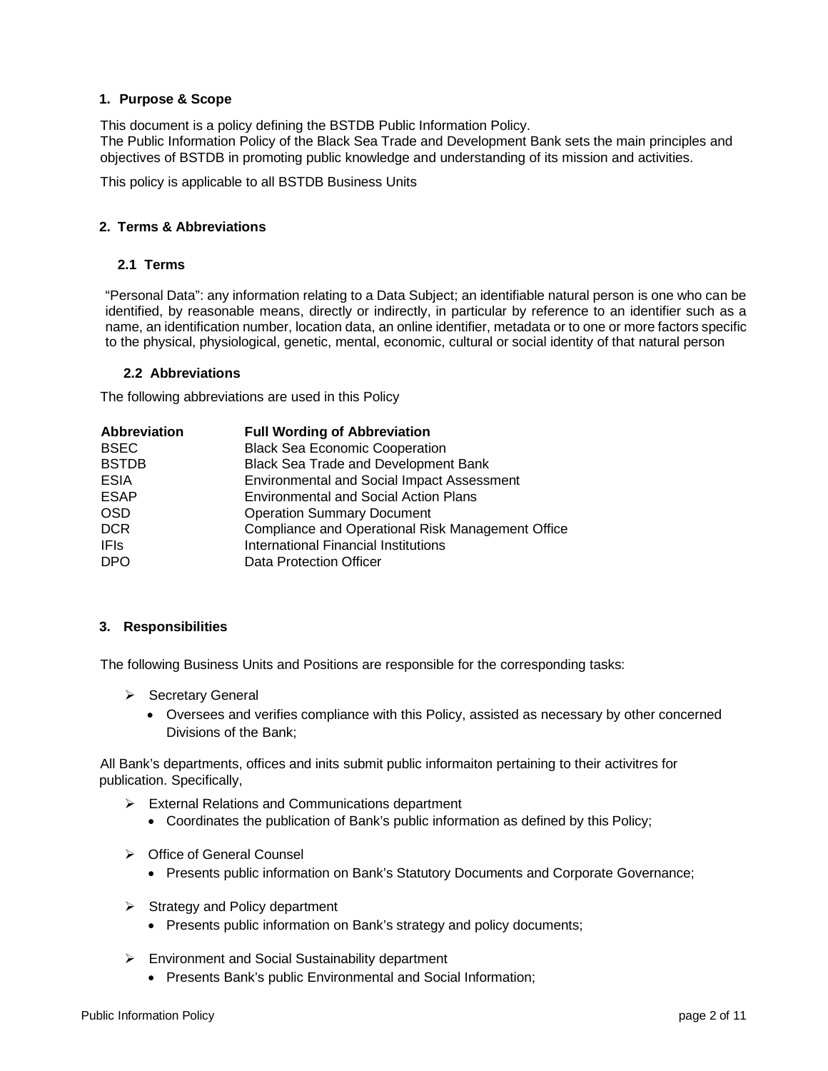## 1. Purpose & Scope

This document is a policy defining the BSTDB Public Information Policy.
The Public Information Policy of the Black Sea Trade and Development Bank sets the main principles and objectives of BSTDB in promoting public knowledge and understanding of its mission and activities.

This policy is applicable to all BSTDB Business Units

## 2. Terms & Abbreviations

### 2.1 Terms

"Personal Data": any information relating to a Data Subject; an identifiable natural person is one who can be identified, by reasonable means, directly or indirectly, in particular by reference to an identifier such as a name, an identification number, location data, an online identifier, metadata or to one or more factors specific to the physical, physiological, genetic, mental, economic, cultural or social identity of that natural person

### 2.2 Abbreviations

The following abbreviations are used in this Policy

| Abbreviation | Full Wording of Abbreviation |
|---|---|
| BSEC | Black Sea Economic Cooperation |
| BSTDB | Black Sea Trade and Development Bank |
| ESIA | Environmental and Social Impact Assessment |
| ESAP | Environmental and Social Action Plans |
| OSD | Operation Summary Document |
| DCR | Compliance and Operational Risk Management Office |
| IFIs | International Financial Institutions |
| DPO | Data Protection Officer |

## 3. Responsibilities

The following Business Units and Positions are responsible for the corresponding tasks:

- Secretary General
  - Oversees and verifies compliance with this Policy, assisted as necessary by other concerned Divisions of the Bank;

All Bank's departments, offices and inits submit public informaiton pertaining to their activitres for publication. Specifically,

- External Relations and Communications department
  - Coordinates the publication of Bank's public information as defined by this Policy;
- Office of General Counsel
  - Presents public information on Bank's Statutory Documents and Corporate Governance;
- Strategy and Policy department
  - Presents public information on Bank's strategy and policy documents;
- Environment and Social Sustainability department
  - Presents Bank's public Environmental and Social Information;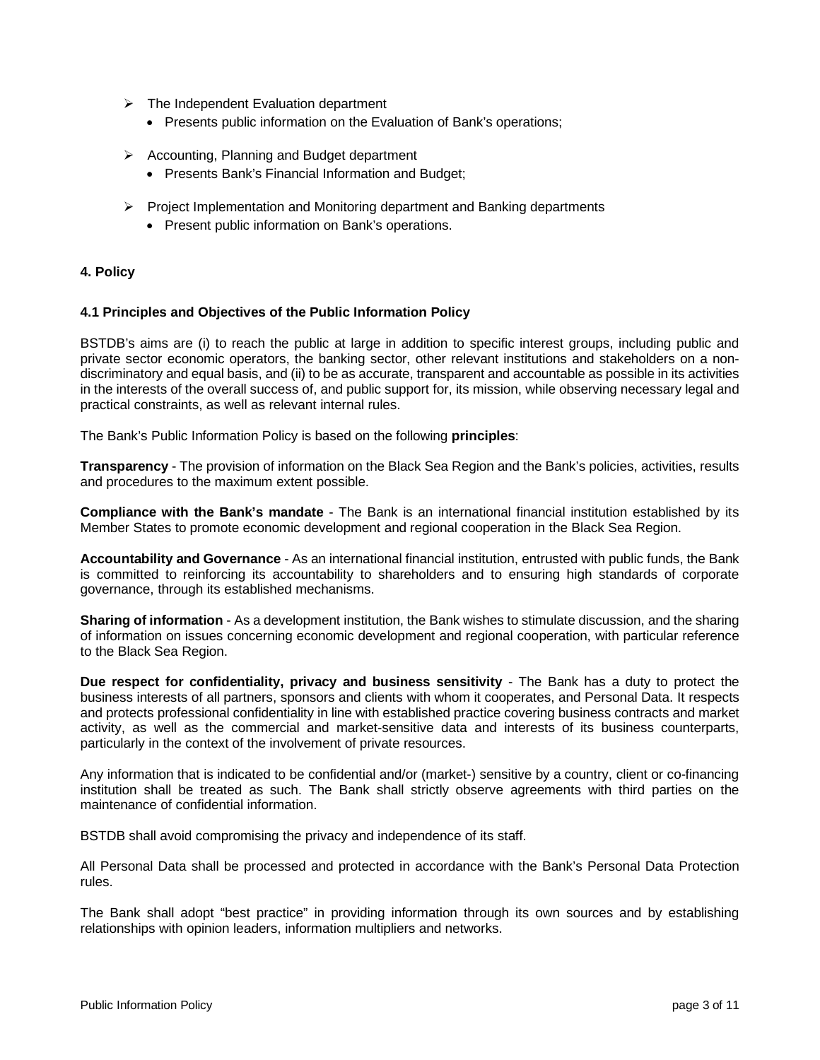- The Independent Evaluation department
  - Presents public information on the Evaluation of Bank's operations;

- Accounting, Planning and Budget department
  - Presents Bank's Financial Information and Budget;

- Project Implementation and Monitoring department and Banking departments
  - Present public information on Bank's operations.

## 4. Policy

### 4.1 Principles and Objectives of the Public Information Policy

BSTDB's aims are (i) to reach the public at large in addition to specific interest groups, including public and private sector economic operators, the banking sector, other relevant institutions and stakeholders on a non-discriminatory and equal basis, and (ii) to be as accurate, transparent and accountable as possible in its activities in the interests of the overall success of, and public support for, its mission, while observing necessary legal and practical constraints, as well as relevant internal rules.

The Bank's Public Information Policy is based on the following **principles**:

**Transparency** - The provision of information on the Black Sea Region and the Bank's policies, activities, results and procedures to the maximum extent possible.

**Compliance with the Bank's mandate** - The Bank is an international financial institution established by its Member States to promote economic development and regional cooperation in the Black Sea Region.

**Accountability and Governance** - As an international financial institution, entrusted with public funds, the Bank is committed to reinforcing its accountability to shareholders and to ensuring high standards of corporate governance, through its established mechanisms.

**Sharing of information** - As a development institution, the Bank wishes to stimulate discussion, and the sharing of information on issues concerning economic development and regional cooperation, with particular reference to the Black Sea Region.

**Due respect for confidentiality, privacy and business sensitivity** - The Bank has a duty to protect the business interests of all partners, sponsors and clients with whom it cooperates, and Personal Data. It respects and protects professional confidentiality in line with established practice covering business contracts and market activity, as well as the commercial and market-sensitive data and interests of its business counterparts, particularly in the context of the involvement of private resources.

Any information that is indicated to be confidential and/or (market-) sensitive by a country, client or co-financing institution shall be treated as such. The Bank shall strictly observe agreements with third parties on the maintenance of confidential information.

BSTDB shall avoid compromising the privacy and independence of its staff.

All Personal Data shall be processed and protected in accordance with the Bank's Personal Data Protection rules.

The Bank shall adopt "best practice" in providing information through its own sources and by establishing relationships with opinion leaders, information multipliers and networks.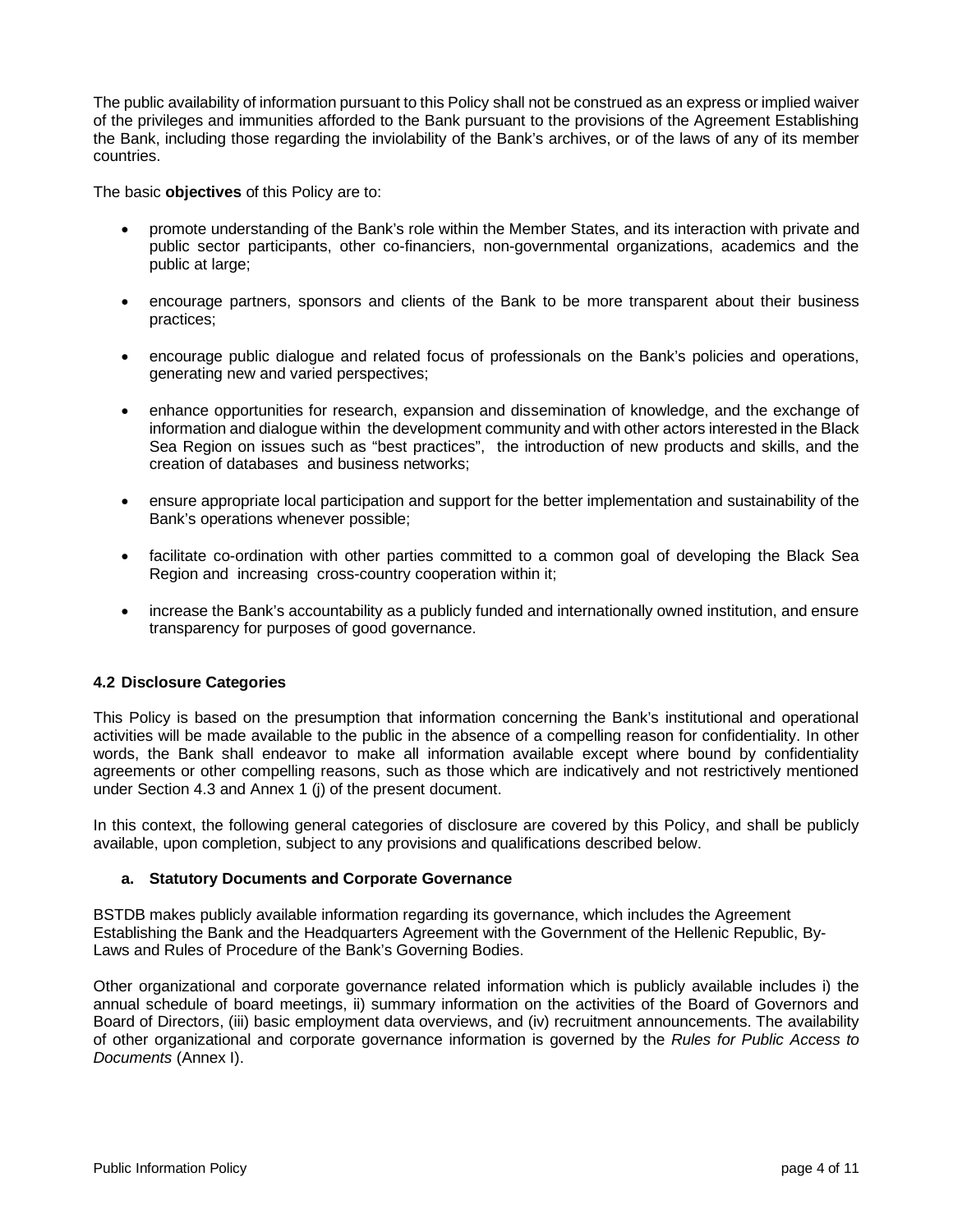The public availability of information pursuant to this Policy shall not be construed as an express or implied waiver of the privileges and immunities afforded to the Bank pursuant to the provisions of the Agreement Establishing the Bank, including those regarding the inviolability of the Bank's archives, or of the laws of any of its member countries.

The basic **objectives** of this Policy are to:

- promote understanding of the Bank's role within the Member States, and its interaction with private and public sector participants, other co-financiers, non-governmental organizations, academics and the public at large;
- encourage partners, sponsors and clients of the Bank to be more transparent about their business practices;
- encourage public dialogue and related focus of professionals on the Bank's policies and operations, generating new and varied perspectives;
- enhance opportunities for research, expansion and dissemination of knowledge, and the exchange of information and dialogue within the development community and with other actors interested in the Black Sea Region on issues such as "best practices", the introduction of new products and skills, and the creation of databases and business networks;
- ensure appropriate local participation and support for the better implementation and sustainability of the Bank's operations whenever possible;
- facilitate co-ordination with other parties committed to a common goal of developing the Black Sea Region and increasing cross-country cooperation within it;
- increase the Bank's accountability as a publicly funded and internationally owned institution, and ensure transparency for purposes of good governance.

### 4.2 Disclosure Categories

This Policy is based on the presumption that information concerning the Bank's institutional and operational activities will be made available to the public in the absence of a compelling reason for confidentiality. In other words, the Bank shall endeavor to make all information available except where bound by confidentiality agreements or other compelling reasons, such as those which are indicatively and not restrictively mentioned under Section 4.3 and Annex 1 (j) of the present document.

In this context, the following general categories of disclosure are covered by this Policy, and shall be publicly available, upon completion, subject to any provisions and qualifications described below.

#### a. Statutory Documents and Corporate Governance

BSTDB makes publicly available information regarding its governance, which includes the Agreement Establishing the Bank and the Headquarters Agreement with the Government of the Hellenic Republic, By-Laws and Rules of Procedure of the Bank's Governing Bodies.

Other organizational and corporate governance related information which is publicly available includes i) the annual schedule of board meetings, ii) summary information on the activities of the Board of Governors and Board of Directors, (iii) basic employment data overviews, and (iv) recruitment announcements. The availability of other organizational and corporate governance information is governed by the *Rules for Public Access to Documents* (Annex I).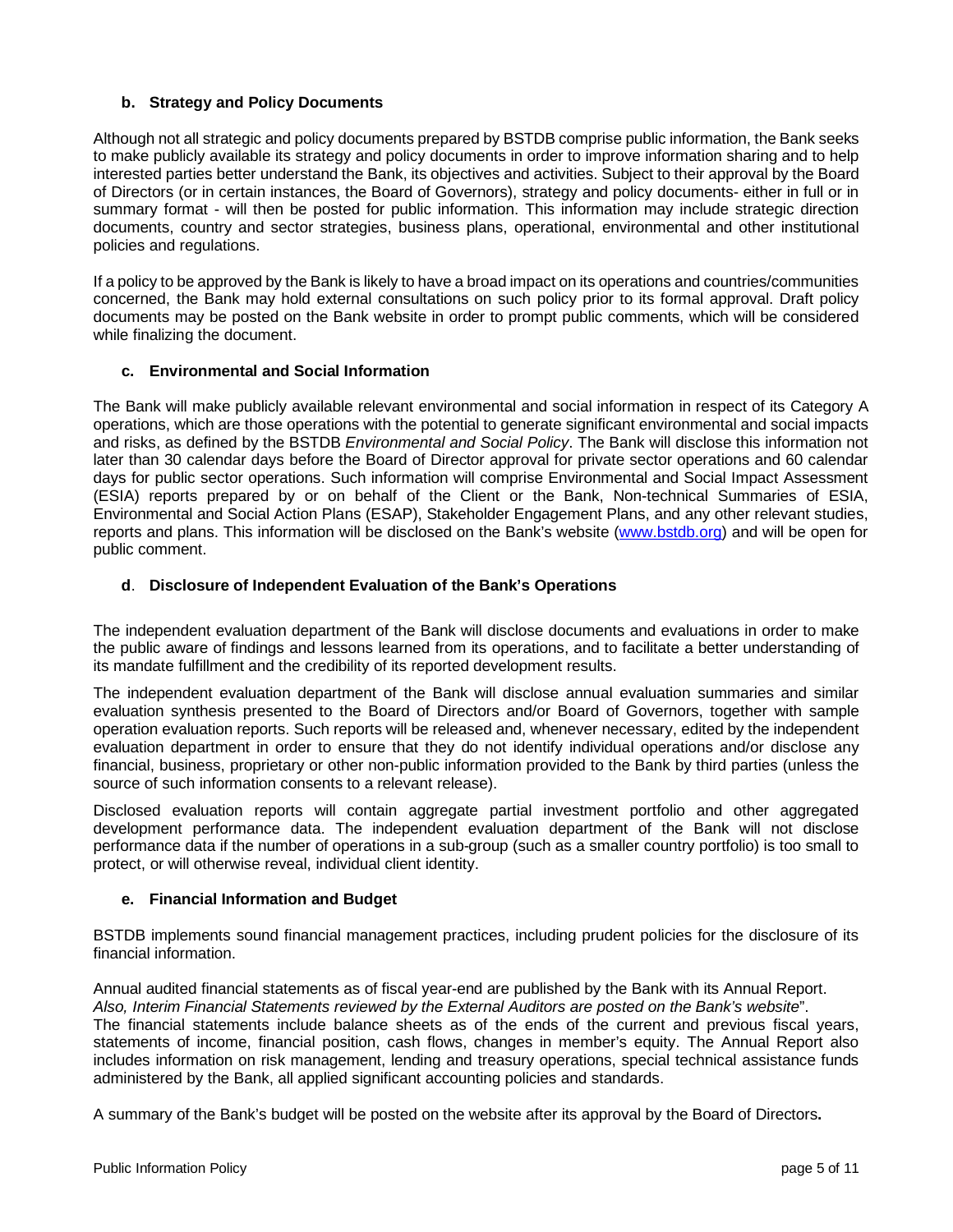### b. Strategy and Policy Documents

Although not all strategic and policy documents prepared by BSTDB comprise public information, the Bank seeks to make publicly available its strategy and policy documents in order to improve information sharing and to help interested parties better understand the Bank, its objectives and activities. Subject to their approval by the Board of Directors (or in certain instances, the Board of Governors), strategy and policy documents- either in full or in summary format - will then be posted for public information. This information may include strategic direction documents, country and sector strategies, business plans, operational, environmental and other institutional policies and regulations.

If a policy to be approved by the Bank is likely to have a broad impact on its operations and countries/communities concerned, the Bank may hold external consultations on such policy prior to its formal approval. Draft policy documents may be posted on the Bank website in order to prompt public comments, which will be considered while finalizing the document.

### c. Environmental and Social Information

The Bank will make publicly available relevant environmental and social information in respect of its Category A operations, which are those operations with the potential to generate significant environmental and social impacts and risks, as defined by the BSTDB *Environmental and Social Policy*. The Bank will disclose this information not later than 30 calendar days before the Board of Director approval for private sector operations and 60 calendar days for public sector operations. Such information will comprise Environmental and Social Impact Assessment (ESIA) reports prepared by or on behalf of the Client or the Bank, Non-technical Summaries of ESIA, Environmental and Social Action Plans (ESAP), Stakeholder Engagement Plans, and any other relevant studies, reports and plans. This information will be disclosed on the Bank's website (www.bstdb.org) and will be open for public comment.

### d. Disclosure of Independent Evaluation of the Bank's Operations

The independent evaluation department of the Bank will disclose documents and evaluations in order to make the public aware of findings and lessons learned from its operations, and to facilitate a better understanding of its mandate fulfillment and the credibility of its reported development results.

The independent evaluation department of the Bank will disclose annual evaluation summaries and similar evaluation synthesis presented to the Board of Directors and/or Board of Governors, together with sample operation evaluation reports. Such reports will be released and, whenever necessary, edited by the independent evaluation department in order to ensure that they do not identify individual operations and/or disclose any financial, business, proprietary or other non-public information provided to the Bank by third parties (unless the source of such information consents to a relevant release).

Disclosed evaluation reports will contain aggregate partial investment portfolio and other aggregated development performance data. The independent evaluation department of the Bank will not disclose performance data if the number of operations in a sub-group (such as a smaller country portfolio) is too small to protect, or will otherwise reveal, individual client identity.

### e. Financial Information and Budget

BSTDB implements sound financial management practices, including prudent policies for the disclosure of its financial information.

Annual audited financial statements as of fiscal year-end are published by the Bank with its Annual Report. *Also, Interim Financial Statements reviewed by the External Auditors are posted on the Bank's website*".
The financial statements include balance sheets as of the ends of the current and previous fiscal years, statements of income, financial position, cash flows, changes in member's equity. The Annual Report also includes information on risk management, lending and treasury operations, special technical assistance funds administered by the Bank, all applied significant accounting policies and standards.

A summary of the Bank's budget will be posted on the website after its approval by the Board of Directors**.**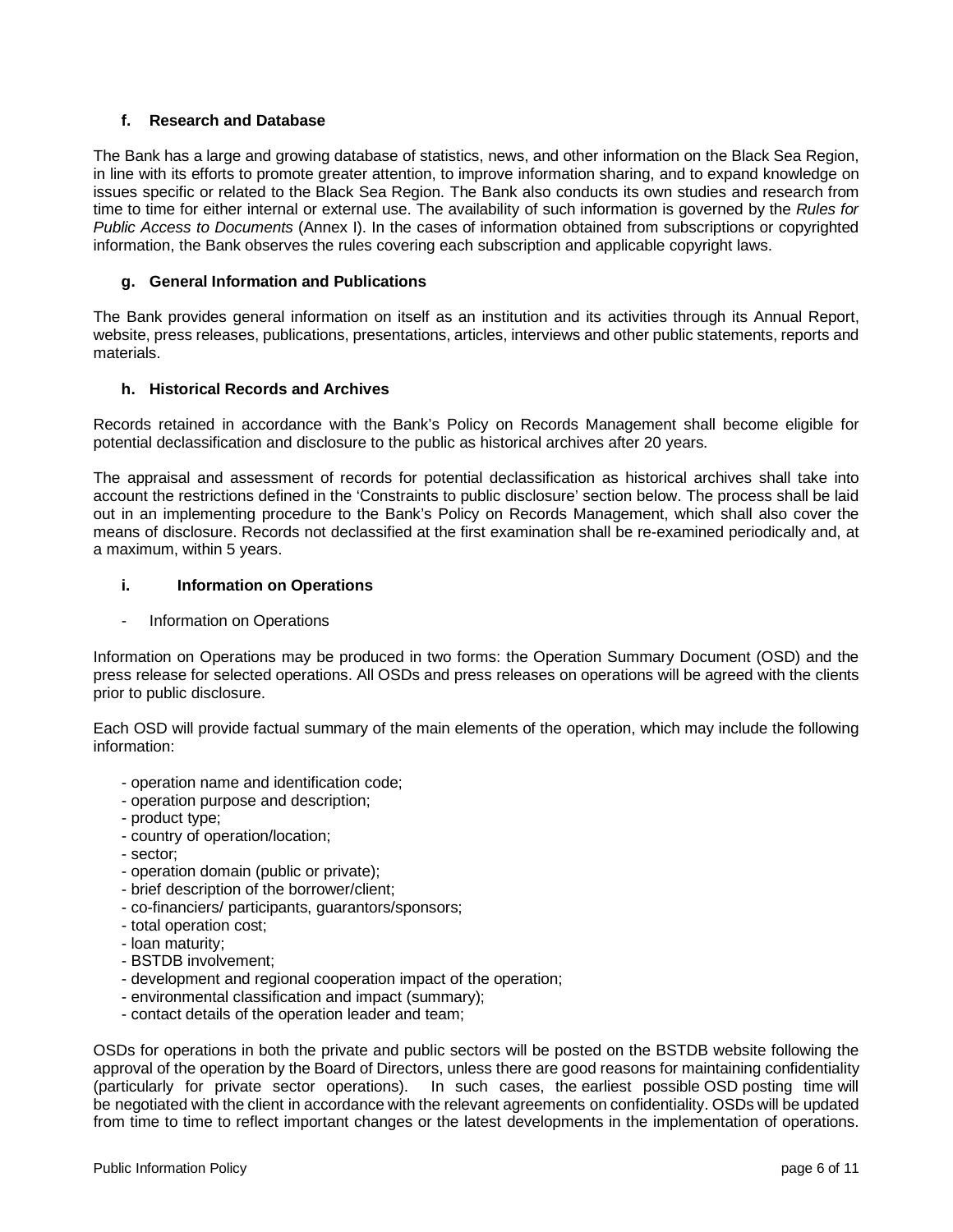### f. Research and Database

The Bank has a large and growing database of statistics, news, and other information on the Black Sea Region, in line with its efforts to promote greater attention, to improve information sharing, and to expand knowledge on issues specific or related to the Black Sea Region. The Bank also conducts its own studies and research from time to time for either internal or external use. The availability of such information is governed by the *Rules for Public Access to Documents* (Annex I). In the cases of information obtained from subscriptions or copyrighted information, the Bank observes the rules covering each subscription and applicable copyright laws.

### g. General Information and Publications

The Bank provides general information on itself as an institution and its activities through its Annual Report, website, press releases, publications, presentations, articles, interviews and other public statements, reports and materials.

### h. Historical Records and Archives

Records retained in accordance with the Bank's Policy on Records Management shall become eligible for potential declassification and disclosure to the public as historical archives after 20 years.

The appraisal and assessment of records for potential declassification as historical archives shall take into account the restrictions defined in the 'Constraints to public disclosure' section below. The process shall be laid out in an implementing procedure to the Bank's Policy on Records Management, which shall also cover the means of disclosure. Records not declassified at the first examination shall be re-examined periodically and, at a maximum, within 5 years.

### i. Information on Operations

- Information on Operations

Information on Operations may be produced in two forms: the Operation Summary Document (OSD) and the press release for selected operations. All OSDs and press releases on operations will be agreed with the clients prior to public disclosure.

Each OSD will provide factual summary of the main elements of the operation, which may include the following information:

- operation name and identification code;
- operation purpose and description;
- product type;
- country of operation/location;
- sector;
- operation domain (public or private);
- brief description of the borrower/client;
- co-financiers/ participants, guarantors/sponsors;
- total operation cost;
- loan maturity;
- BSTDB involvement;
- development and regional cooperation impact of the operation;
- environmental classification and impact (summary);
- contact details of the operation leader and team;

OSDs for operations in both the private and public sectors will be posted on the BSTDB website following the approval of the operation by the Board of Directors, unless there are good reasons for maintaining confidentiality (particularly for private sector operations). In such cases, the earliest possible OSD posting time will be negotiated with the client in accordance with the relevant agreements on confidentiality. OSDs will be updated from time to time to reflect important changes or the latest developments in the implementation of operations.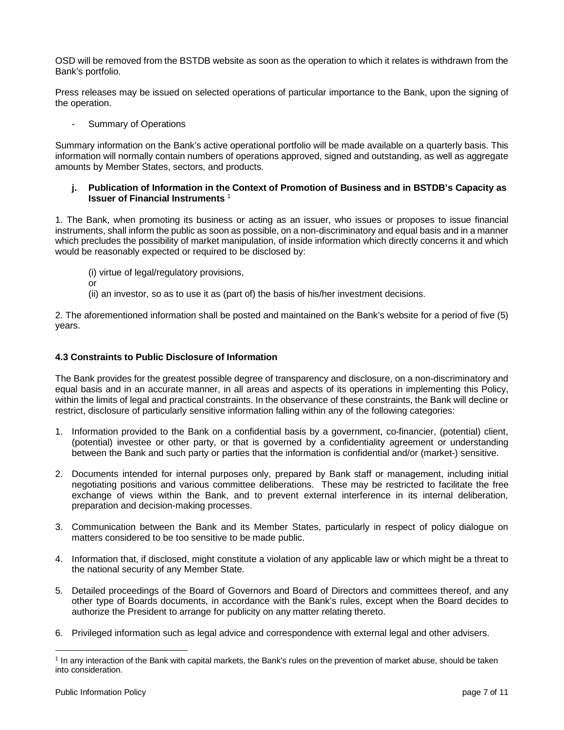OSD will be removed from the BSTDB website as soon as the operation to which it relates is withdrawn from the Bank's portfolio.

Press releases may be issued on selected operations of particular importance to the Bank, upon the signing of the operation.

- Summary of Operations

Summary information on the Bank's active operational portfolio will be made available on a quarterly basis. This information will normally contain numbers of operations approved, signed and outstanding, as well as aggregate amounts by Member States, sectors, and products.

**j. Publication of Information in the Context of Promotion of Business and in BSTDB's Capacity as Issuer of Financial Instruments** [1]

1. The Bank, when promoting its business or acting as an issuer, who issues or proposes to issue financial instruments, shall inform the public as soon as possible, on a non-discriminatory and equal basis and in a manner which precludes the possibility of market manipulation, of inside information which directly concerns it and which would be reasonably expected or required to be disclosed by:

(i) virtue of legal/regulatory provisions,

or

(ii) an investor, so as to use it as (part of) the basis of his/her investment decisions.

2. The aforementioned information shall be posted and maintained on the Bank's website for a period of five (5) years.

### 4.3 Constraints to Public Disclosure of Information

The Bank provides for the greatest possible degree of transparency and disclosure, on a non-discriminatory and equal basis and in an accurate manner, in all areas and aspects of its operations in implementing this Policy, within the limits of legal and practical constraints. In the observance of these constraints, the Bank will decline or restrict, disclosure of particularly sensitive information falling within any of the following categories:

1. Information provided to the Bank on a confidential basis by a government, co-financier, (potential) client, (potential) investee or other party, or that is governed by a confidentiality agreement or understanding between the Bank and such party or parties that the information is confidential and/or (market-) sensitive.
2. Documents intended for internal purposes only, prepared by Bank staff or management, including initial negotiating positions and various committee deliberations. These may be restricted to facilitate the free exchange of views within the Bank, and to prevent external interference in its internal deliberation, preparation and decision-making processes.
3. Communication between the Bank and its Member States, particularly in respect of policy dialogue on matters considered to be too sensitive to be made public.
4. Information that, if disclosed, might constitute a violation of any applicable law or which might be a threat to the national security of any Member State.
5. Detailed proceedings of the Board of Governors and Board of Directors and committees thereof, and any other type of Boards documents, in accordance with the Bank's rules, except when the Board decides to authorize the President to arrange for publicity on any matter relating thereto.
6. Privileged information such as legal advice and correspondence with external legal and other advisers.

[1] In any interaction of the Bank with capital markets, the Bank's rules on the prevention of market abuse, should be taken into consideration.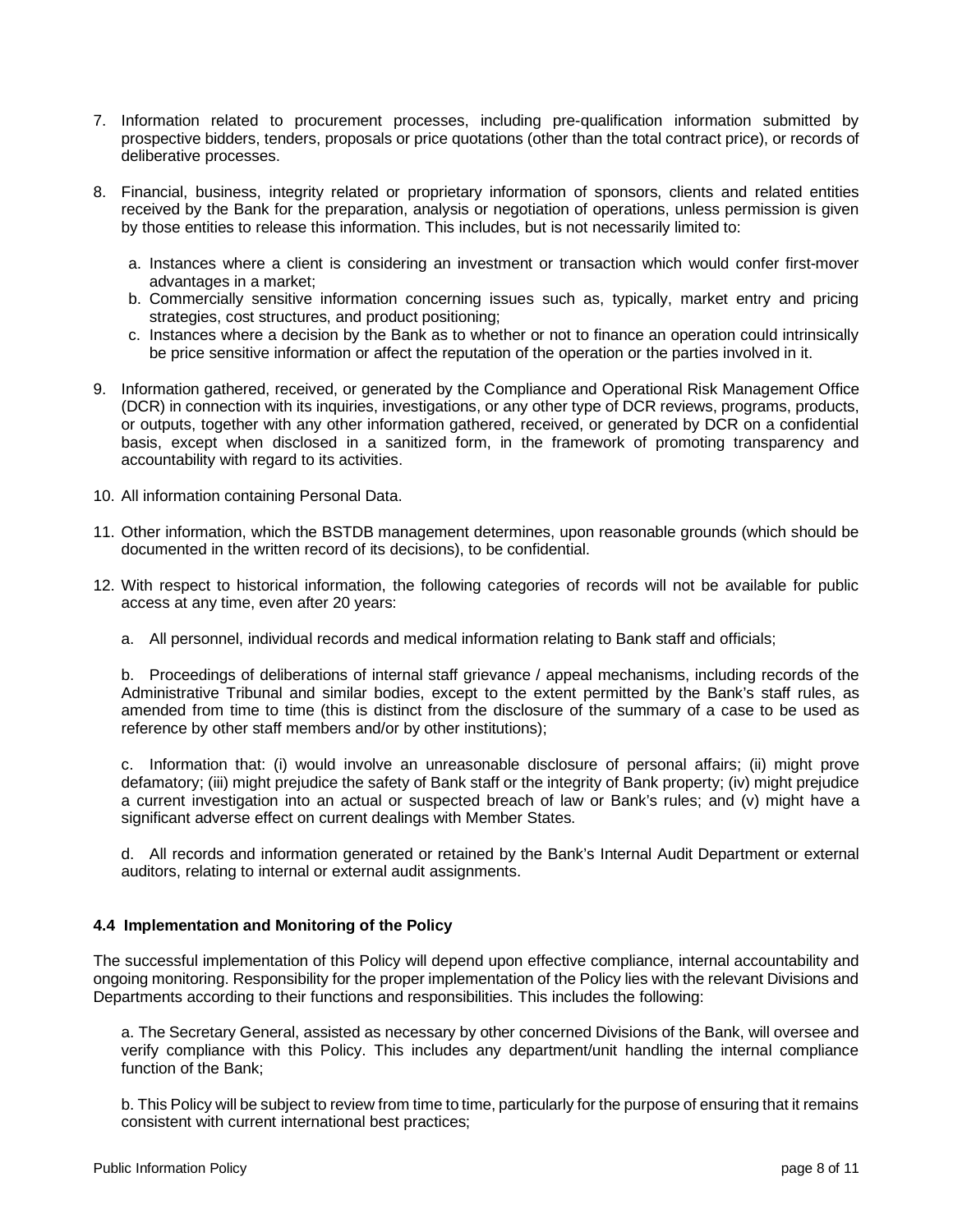7. Information related to procurement processes, including pre-qualification information submitted by prospective bidders, tenders, proposals or price quotations (other than the total contract price), or records of deliberative processes.

8. Financial, business, integrity related or proprietary information of sponsors, clients and related entities received by the Bank for the preparation, analysis or negotiation of operations, unless permission is given by those entities to release this information. This includes, but is not necessarily limited to:

   a. Instances where a client is considering an investment or transaction which would confer first-mover advantages in a market;
   b. Commercially sensitive information concerning issues such as, typically, market entry and pricing strategies, cost structures, and product positioning;
   c. Instances where a decision by the Bank as to whether or not to finance an operation could intrinsically be price sensitive information or affect the reputation of the operation or the parties involved in it.

9. Information gathered, received, or generated by the Compliance and Operational Risk Management Office (DCR) in connection with its inquiries, investigations, or any other type of DCR reviews, programs, products, or outputs, together with any other information gathered, received, or generated by DCR on a confidential basis, except when disclosed in a sanitized form, in the framework of promoting transparency and accountability with regard to its activities.

10. All information containing Personal Data.

11. Other information, which the BSTDB management determines, upon reasonable grounds (which should be documented in the written record of its decisions), to be confidential.

12. With respect to historical information, the following categories of records will not be available for public access at any time, even after 20 years:

    a. All personnel, individual records and medical information relating to Bank staff and officials;

    b. Proceedings of deliberations of internal staff grievance / appeal mechanisms, including records of the Administrative Tribunal and similar bodies, except to the extent permitted by the Bank's staff rules, as amended from time to time (this is distinct from the disclosure of the summary of a case to be used as reference by other staff members and/or by other institutions);

    c. Information that: (i) would involve an unreasonable disclosure of personal affairs; (ii) might prove defamatory; (iii) might prejudice the safety of Bank staff or the integrity of Bank property; (iv) might prejudice a current investigation into an actual or suspected breach of law or Bank's rules; and (v) might have a significant adverse effect on current dealings with Member States.

    d. All records and information generated or retained by the Bank's Internal Audit Department or external auditors, relating to internal or external audit assignments.

### 4.4 Implementation and Monitoring of the Policy

The successful implementation of this Policy will depend upon effective compliance, internal accountability and ongoing monitoring. Responsibility for the proper implementation of the Policy lies with the relevant Divisions and Departments according to their functions and responsibilities. This includes the following:

a. The Secretary General, assisted as necessary by other concerned Divisions of the Bank, will oversee and verify compliance with this Policy. This includes any department/unit handling the internal compliance function of the Bank;

b. This Policy will be subject to review from time to time, particularly for the purpose of ensuring that it remains consistent with current international best practices;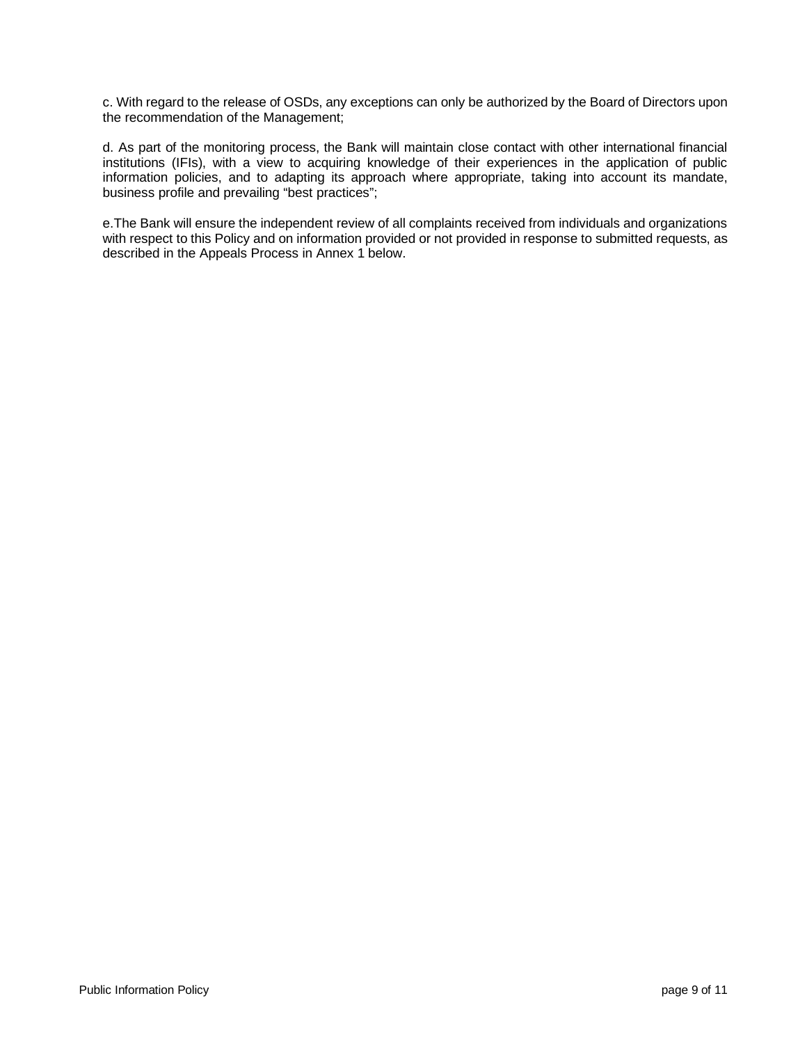c. With regard to the release of OSDs, any exceptions can only be authorized by the Board of Directors upon the recommendation of the Management;

d. As part of the monitoring process, the Bank will maintain close contact with other international financial institutions (IFIs), with a view to acquiring knowledge of their experiences in the application of public information policies, and to adapting its approach where appropriate, taking into account its mandate, business profile and prevailing "best practices";

e.The Bank will ensure the independent review of all complaints received from individuals and organizations with respect to this Policy and on information provided or not provided in response to submitted requests, as described in the Appeals Process in Annex 1 below.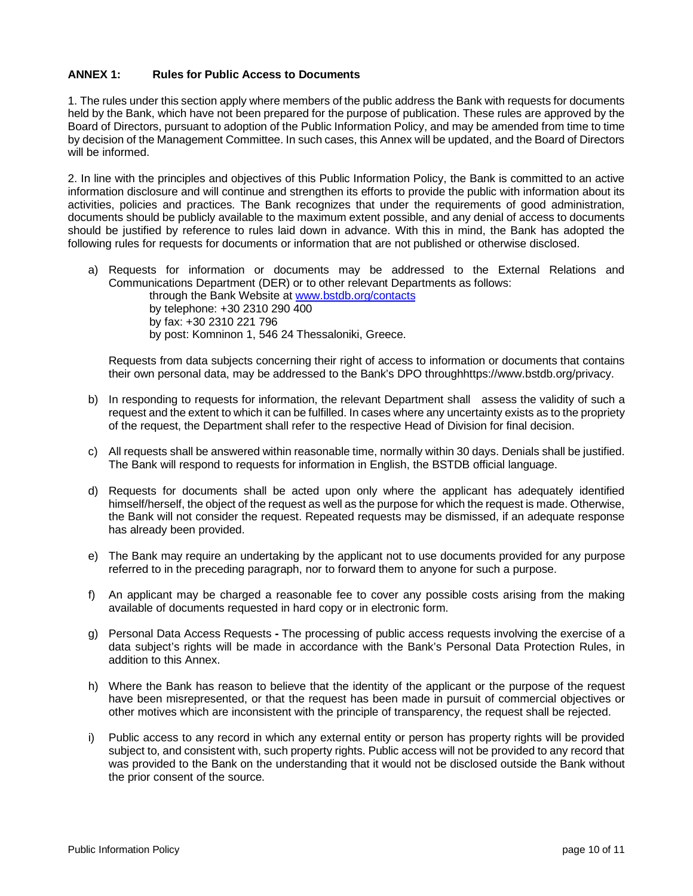## ANNEX 1: Rules for Public Access to Documents

1. The rules under this section apply where members of the public address the Bank with requests for documents held by the Bank, which have not been prepared for the purpose of publication. These rules are approved by the Board of Directors, pursuant to adoption of the Public Information Policy, and may be amended from time to time by decision of the Management Committee. In such cases, this Annex will be updated, and the Board of Directors will be informed.

2. In line with the principles and objectives of this Public Information Policy, the Bank is committed to an active information disclosure and will continue and strengthen its efforts to provide the public with information about its activities, policies and practices. The Bank recognizes that under the requirements of good administration, documents should be publicly available to the maximum extent possible, and any denial of access to documents should be justified by reference to rules laid down in advance. With this in mind, the Bank has adopted the following rules for requests for documents or information that are not published or otherwise disclosed.

a) Requests for information or documents may be addressed to the External Relations and Communications Department (DER) or to other relevant Departments as follows:

   through the Bank Website at [www.bstdb.org/contacts](www.bstdb.org/contacts)
   by telephone: +30 2310 290 400
   by fax: +30 2310 221 796
   by post: Komninon 1, 546 24 Thessaloniki, Greece.

   Requests from data subjects concerning their right of access to information or documents that contains their own personal data, may be addressed to the Bank's DPO throughhttps://www.bstdb.org/privacy.

b) In responding to requests for information, the relevant Department shall assess the validity of such a request and the extent to which it can be fulfilled. In cases where any uncertainty exists as to the propriety of the request, the Department shall refer to the respective Head of Division for final decision.

c) All requests shall be answered within reasonable time, normally within 30 days. Denials shall be justified. The Bank will respond to requests for information in English, the BSTDB official language.

d) Requests for documents shall be acted upon only where the applicant has adequately identified himself/herself, the object of the request as well as the purpose for which the request is made. Otherwise, the Bank will not consider the request. Repeated requests may be dismissed, if an adequate response has already been provided.

e) The Bank may require an undertaking by the applicant not to use documents provided for any purpose referred to in the preceding paragraph, nor to forward them to anyone for such a purpose.

f) An applicant may be charged a reasonable fee to cover any possible costs arising from the making available of documents requested in hard copy or in electronic form.

g) Personal Data Access Requests **-** The processing of public access requests involving the exercise of a data subject's rights will be made in accordance with the Bank's Personal Data Protection Rules, in addition to this Annex.

h) Where the Bank has reason to believe that the identity of the applicant or the purpose of the request have been misrepresented, or that the request has been made in pursuit of commercial objectives or other motives which are inconsistent with the principle of transparency, the request shall be rejected.

i) Public access to any record in which any external entity or person has property rights will be provided subject to, and consistent with, such property rights. Public access will not be provided to any record that was provided to the Bank on the understanding that it would not be disclosed outside the Bank without the prior consent of the source.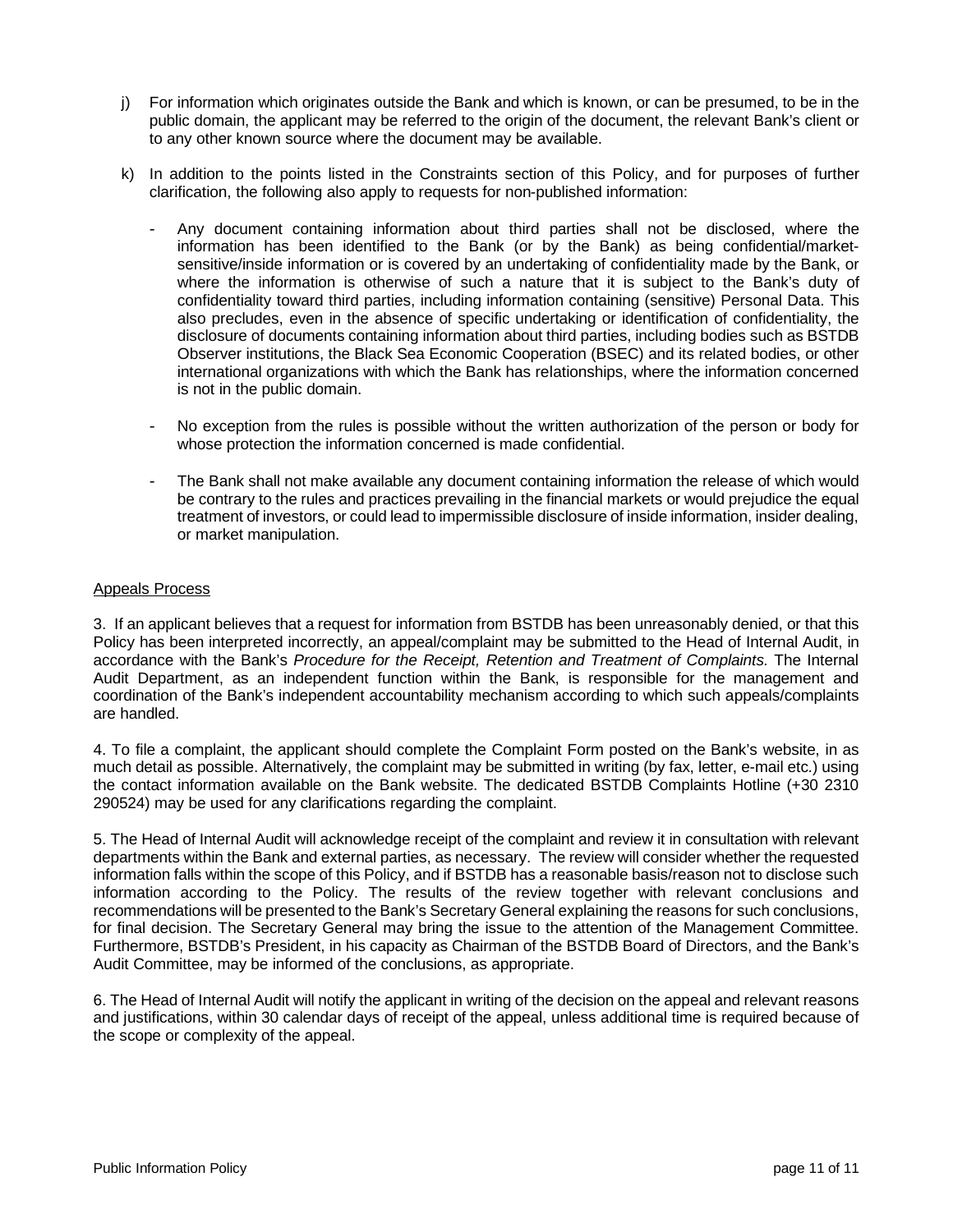j) For information which originates outside the Bank and which is known, or can be presumed, to be in the public domain, the applicant may be referred to the origin of the document, the relevant Bank's client or to any other known source where the document may be available.

k) In addition to the points listed in the Constraints section of this Policy, and for purposes of further clarification, the following also apply to requests for non-published information:

- Any document containing information about third parties shall not be disclosed, where the information has been identified to the Bank (or by the Bank) as being confidential/market-sensitive/inside information or is covered by an undertaking of confidentiality made by the Bank, or where the information is otherwise of such a nature that it is subject to the Bank's duty of confidentiality toward third parties, including information containing (sensitive) Personal Data. This also precludes, even in the absence of specific undertaking or identification of confidentiality, the disclosure of documents containing information about third parties, including bodies such as BSTDB Observer institutions, the Black Sea Economic Cooperation (BSEC) and its related bodies, or other international organizations with which the Bank has relationships, where the information concerned is not in the public domain.

- No exception from the rules is possible without the written authorization of the person or body for whose protection the information concerned is made confidential.

- The Bank shall not make available any document containing information the release of which would be contrary to the rules and practices prevailing in the financial markets or would prejudice the equal treatment of investors, or could lead to impermissible disclosure of inside information, insider dealing, or market manipulation.

<u>Appeals Process</u>

3. If an applicant believes that a request for information from BSTDB has been unreasonably denied, or that this Policy has been interpreted incorrectly, an appeal/complaint may be submitted to the Head of Internal Audit, in accordance with the Bank's *Procedure for the Receipt, Retention and Treatment of Complaints.* The Internal Audit Department, as an independent function within the Bank, is responsible for the management and coordination of the Bank's independent accountability mechanism according to which such appeals/complaints are handled.

4. To file a complaint, the applicant should complete the Complaint Form posted on the Bank's website, in as much detail as possible. Alternatively, the complaint may be submitted in writing (by fax, letter, e-mail etc.) using the contact information available on the Bank website. The dedicated BSTDB Complaints Hotline (+30 2310 290524) may be used for any clarifications regarding the complaint.

5. The Head of Internal Audit will acknowledge receipt of the complaint and review it in consultation with relevant departments within the Bank and external parties, as necessary. The review will consider whether the requested information falls within the scope of this Policy, and if BSTDB has a reasonable basis/reason not to disclose such information according to the Policy. The results of the review together with relevant conclusions and recommendations will be presented to the Bank's Secretary General explaining the reasons for such conclusions, for final decision. The Secretary General may bring the issue to the attention of the Management Committee. Furthermore, BSTDB's President, in his capacity as Chairman of the BSTDB Board of Directors, and the Bank's Audit Committee, may be informed of the conclusions, as appropriate.

6. The Head of Internal Audit will notify the applicant in writing of the decision on the appeal and relevant reasons and justifications, within 30 calendar days of receipt of the appeal, unless additional time is required because of the scope or complexity of the appeal.